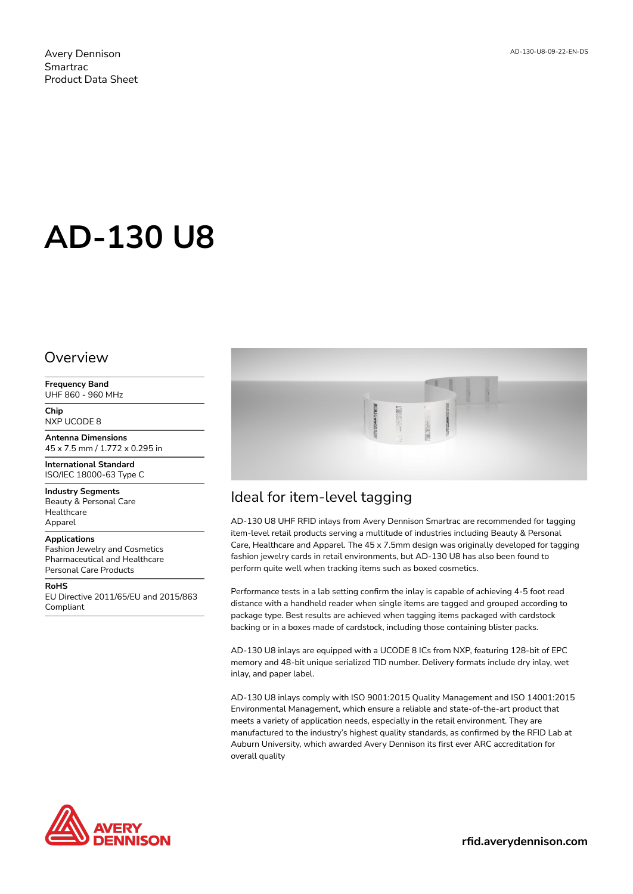Avery Dennison
Smartrac
Product Data Sheet

AD-130-U8-09-22-EN-DS

# AD-130 U8

## Overview

**Frequency Band**
UHF 860 - 960 MHz

**Chip**
NXP UCODE 8

**Antenna Dimensions**
45 x 7.5 mm / 1.772 x 0.295 in

**International Standard**
ISO/IEC 18000-63 Type C

**Industry Segments**
Beauty & Personal Care
Healthcare
Apparel

**Applications**
Fashion Jewelry and Cosmetics
Pharmaceutical and Healthcare
Personal Care Products

**RoHS**
EU Directive 2011/65/EU and 2015/863
Compliant

## Ideal for item-level tagging

AD-130 U8 UHF RFID inlays from Avery Dennison Smartrac are recommended for tagging item-level retail products serving a multitude of industries including Beauty & Personal Care, Healthcare and Apparel. The 45 x 7.5mm design was originally developed for tagging fashion jewelry cards in retail environments, but AD-130 U8 has also been found to perform quite well when tracking items such as boxed cosmetics.

Performance tests in a lab setting confirm the inlay is capable of achieving 4-5 foot read distance with a handheld reader when single items are tagged and grouped according to package type. Best results are achieved when tagging items packaged with cardstock backing or in a boxes made of cardstock, including those containing blister packs.

AD-130 U8 inlays are equipped with a UCODE 8 ICs from NXP, featuring 128-bit of EPC memory and 48-bit unique serialized TID number. Delivery formats include dry inlay, wet inlay, and paper label.

AD-130 U8 inlays comply with ISO 9001:2015 Quality Management and ISO 14001:2015 Environmental Management, which ensure a reliable and state-of-the-art product that meets a variety of application needs, especially in the retail environment. They are manufactured to the industry's highest quality standards, as confirmed by the RFID Lab at Auburn University, which awarded Avery Dennison its first ever ARC accreditation for overall quality

AVERY DENNISON

**rfid.averydennison.com**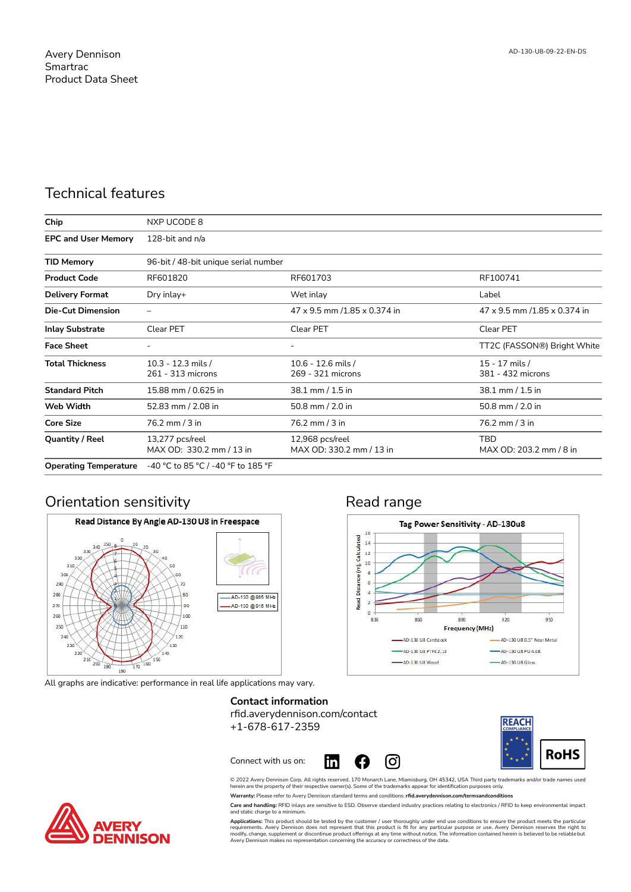Avery Dennison
Smartrac
Product Data Sheet

AD-130-U8-09-22-EN-DS

## Technical features

| | | | |
|---|---|---|---|
| **Chip** | NXP UCODE 8 | | |
| **EPC and User Memory** | 128-bit and n/a | | |
| **TID Memory** | 96-bit / 48-bit unique serial number | | |
| **Product Code** | RF601820 | RF601703 | RF100741 |
| **Delivery Format** | Dry inlay+ | Wet inlay | Label |
| **Die-Cut Dimension** | – | 47 x 9.5 mm /1.85 x 0.374 in | 47 x 9.5 mm /1.85 x 0.374 in |
| **Inlay Substrate** | Clear PET | Clear PET | Clear PET |
| **Face Sheet** | - | - | TT2C (FASSON®) Bright White |
| **Total Thickness** | 10.3 - 12.3 mils / 261 - 313 microns | 10.6 - 12.6 mils / 269 - 321 microns | 15 - 17 mils / 381 - 432 microns |
| **Standard Pitch** | 15.88 mm / 0.625 in | 38.1 mm / 1.5 in | 38.1 mm / 1.5 in |
| **Web Width** | 52.83 mm / 2.08 in | 50.8 mm / 2.0 in | 50.8 mm / 2.0 in |
| **Core Size** | 76.2 mm / 3 in | 76.2 mm / 3 in | 76.2 mm / 3 in |
| **Quantity / Reel** | 13,277 pcs/reel MAX OD: 330.2 mm / 13 in | 12,968 pcs/reel MAX OD: 330.2 mm / 13 in | TBD MAX OD: 203.2 mm / 8 in |
| **Operating Temperature** | -40 °C to 85 °C / -40 °F to 185 °F | | |

## Orientation sensitivity

Read Distance By Angle AD-130 U8 in Freespace

AD-130 @ 865 MHz
AD-130 @ 915 MHz

## Read range

Tag Power Sensitivity - AD-130u8

Read Distance (m), Calculated

Frequency (MHz)

AD-130 U8 Cardstock
AD-130 U8 0.5" Near Metal
AD-130 U8 PTFE 2.13
AD-130 U8 PU 4.08
AD-130 U8 Wood
AD-130 U8 Glass

All graphs are indicative: performance in real life applications may vary.

**Contact information**
rfid.averydennison.com/contact
+1-678-617-2359

Connect with us on:

REACH COMPLIANCE

RoHS

© 2022 Avery Dennison Corp. All rights reserved. 170 Monarch Lane, Miamisburg, OH 45342, USA Third party trademarks and/or trade names used herein are the property of their respective owner(s). Some of the trademarks appear for identification purposes only.

**Warranty:** Please refer to Avery Dennison standard terms and conditions: **rfid.averydennison.com/termsandconditions**

**Care and handling:** RFID inlays are sensitive to ESD. Observe standard industry practices relating to electronics / RFID to keep environmental impact and static charge to a minimum.

**Applications:** This product should be tested by the customer / user thoroughly under end use conditions to ensure the product meets the particular requirements. Avery Dennison does not represent that this product is fit for any particular purpose or use. Avery Dennison reserves the right to modify, change, supplement or discontinue product offerings at any time without notice. The information contained herein is believed to be reliable but Avery Dennison makes no representation concerning the accuracy or correctness of the data.

AVERY DENNISON